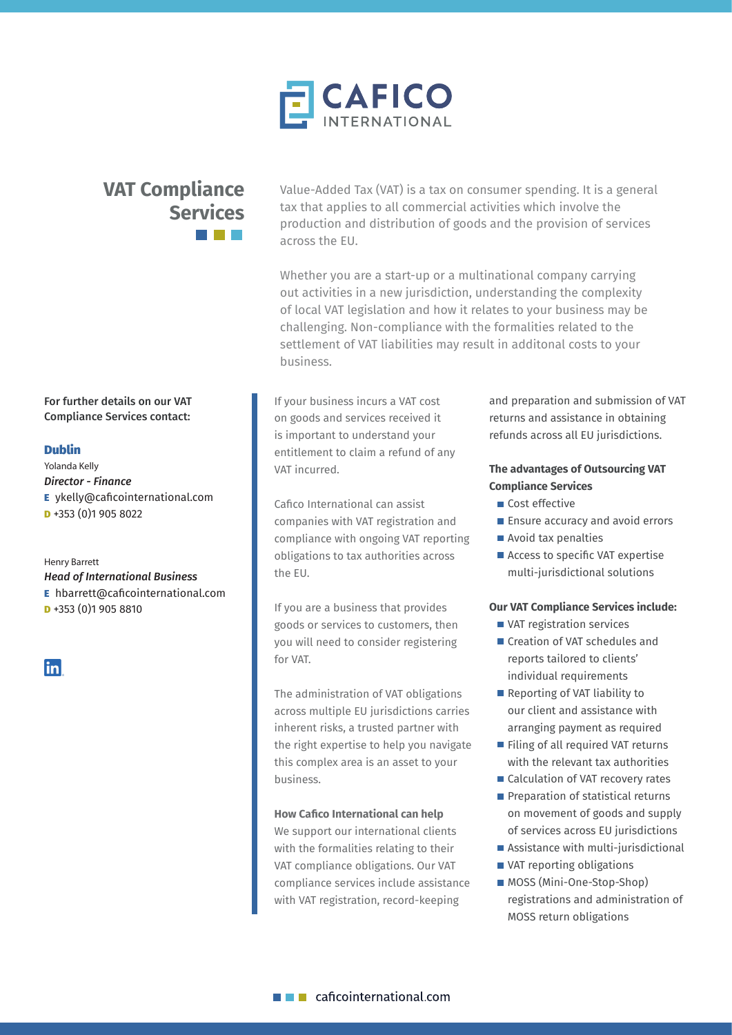# CAFICO INTERNATIONAL

## VAT Compliance Services

Value-Added Tax (VAT) is a tax on consumer spending. It is a general tax that applies to all commercial activities which involve the production and distribution of goods and the provision of services across the EU.

Whether you are a start-up or a multinational company carrying out activities in a new jurisdiction, understanding the complexity of local VAT legislation and how it relates to your business may be challenging. Non-compliance with the formalities related to the settlement of VAT liabilities may result in additonal costs to your business.

**For further details on our VAT Compliance Services contact:**

**Dublin**

Yolanda Kelly
***Director - Finance***
**E** ykelly@caficointernational.com
**D** +353 (0)1 905 8022

Henry Barrett
***Head of International Business***
**E** hbarrett@caficointernational.com
**D** +353 (0)1 905 8810

If your business incurs a VAT cost on goods and services received it is important to understand your entitlement to claim a refund of any VAT incurred.

Cafico International can assist companies with VAT registration and compliance with ongoing VAT reporting obligations to tax authorities across the EU.

If you are a business that provides goods or services to customers, then you will need to consider registering for VAT.

The administration of VAT obligations across multiple EU jurisdictions carries inherent risks, a trusted partner with the right expertise to help you navigate this complex area is an asset to your business.

**How Cafico International can help**

We support our international clients with the formalities relating to their VAT compliance obligations. Our VAT compliance services include assistance with VAT registration, record-keeping and preparation and submission of VAT returns and assistance in obtaining refunds across all EU jurisdictions.

**The advantages of Outsourcing VAT Compliance Services**

- Cost effective
- Ensure accuracy and avoid errors
- Avoid tax penalties
- Access to specific VAT expertise multi-jurisdictional solutions

**Our VAT Compliance Services include:**

- VAT registration services
- Creation of VAT schedules and reports tailored to clients' individual requirements
- Reporting of VAT liability to our client and assistance with arranging payment as required
- Filing of all required VAT returns with the relevant tax authorities
- Calculation of VAT recovery rates
- Preparation of statistical returns on movement of goods and supply of services across EU jurisdictions
- Assistance with multi-jurisdictional
- VAT reporting obligations
- MOSS (Mini-One-Stop-Shop) registrations and administration of MOSS return obligations

caficointernational.com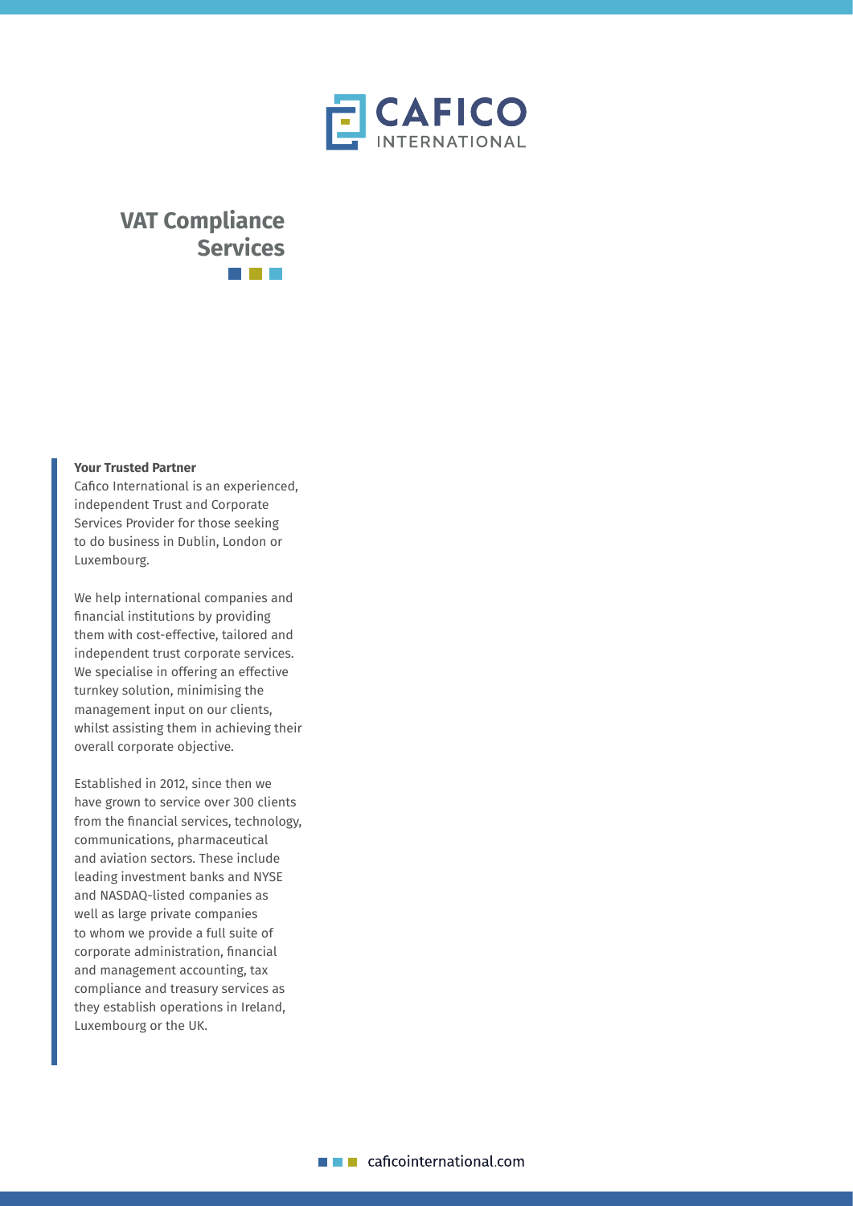# CAFICO INTERNATIONAL

## VAT Compliance Services

**Your Trusted Partner**

Cafico International is an experienced, independent Trust and Corporate Services Provider for those seeking to do business in Dublin, London or Luxembourg.

We help international companies and financial institutions by providing them with cost-effective, tailored and independent trust corporate services. We specialise in offering an effective turnkey solution, minimising the management input on our clients, whilst assisting them in achieving their overall corporate objective.

Established in 2012, since then we have grown to service over 300 clients from the financial services, technology, communications, pharmaceutical and aviation sectors. These include leading investment banks and NYSE and NASDAQ-listed companies as well as large private companies to whom we provide a full suite of corporate administration, financial and management accounting, tax compliance and treasury services as they establish operations in Ireland, Luxembourg or the UK.

caficointernational.com